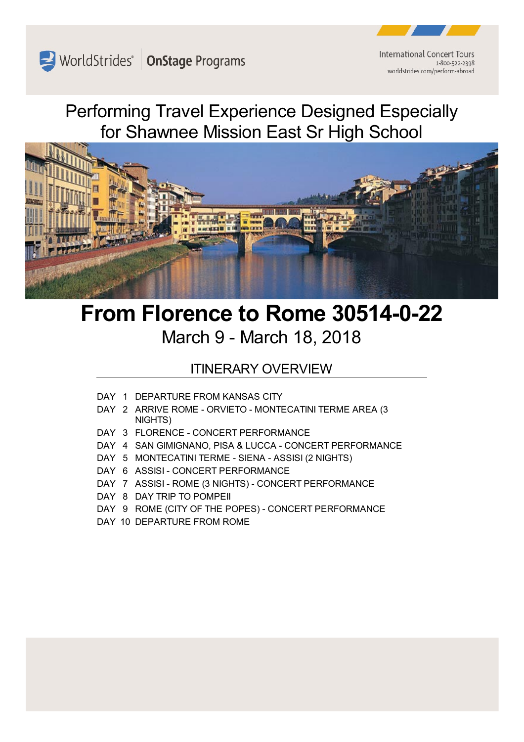WorldStrides® | OnStage Programs

International Concert Tours
1-800-522-2398
worldstrides.com/perform-abroad

# Performing Travel Experience Designed Especially for Shawnee Mission East Sr High School

# From Florence to Rome 30514-0-22

## March 9 - March 18, 2018

## ITINERARY OVERVIEW

DAY 1 DEPARTURE FROM KANSAS CITY
DAY 2 ARRIVE ROME - ORVIETO - MONTECATINI TERME AREA (3 NIGHTS)
DAY 3 FLORENCE - CONCERT PERFORMANCE
DAY 4 SAN GIMIGNANO, PISA & LUCCA - CONCERT PERFORMANCE
DAY 5 MONTECATINI TERME - SIENA - ASSISI (2 NIGHTS)
DAY 6 ASSISI - CONCERT PERFORMANCE
DAY 7 ASSISI - ROME (3 NIGHTS) - CONCERT PERFORMANCE
DAY 8 DAY TRIP TO POMPEII
DAY 9 ROME (CITY OF THE POPES) - CONCERT PERFORMANCE
DAY 10 DEPARTURE FROM ROME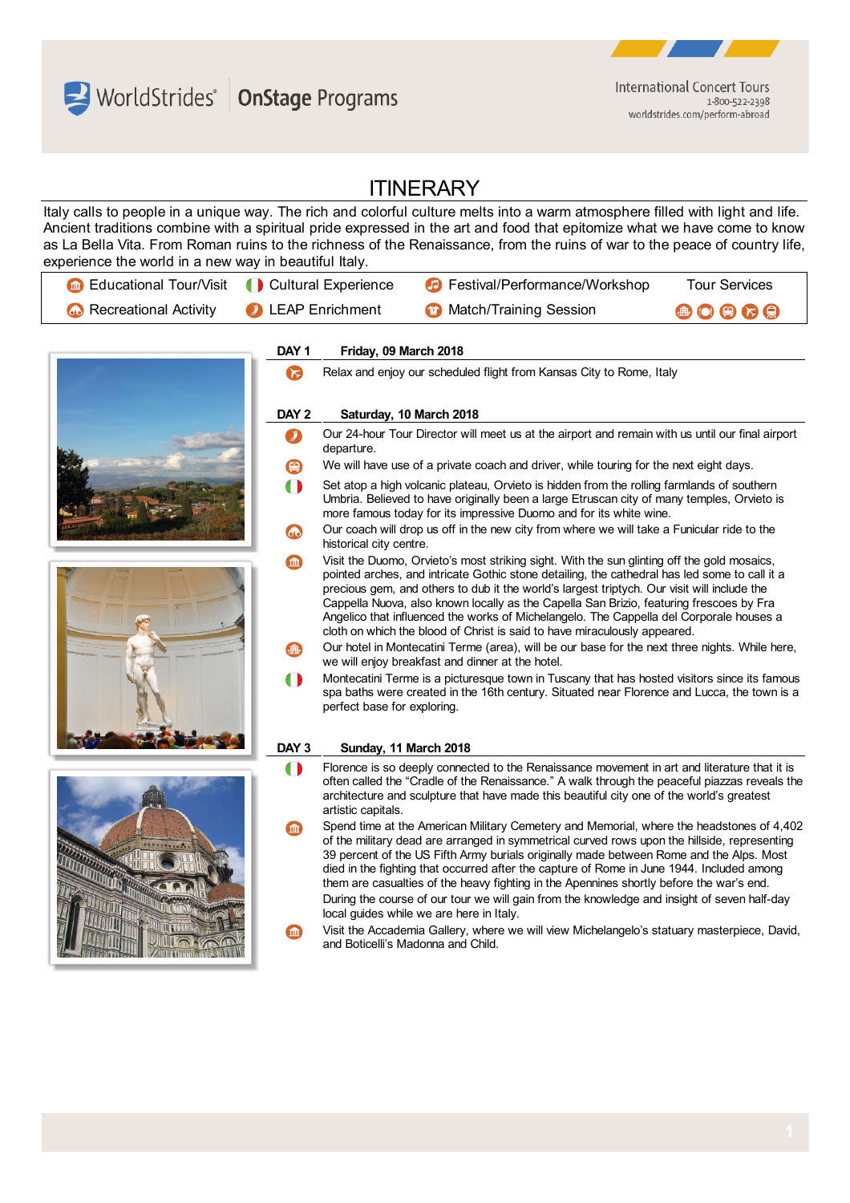# ITINERARY

Italy calls to people in a unique way. The rich and colorful culture melts into a warm atmosphere filled with light and life. Ancient traditions combine with a spiritual pride expressed in the art and food that epitomize what we have come to know as La Bella Vita. From Roman ruins to the richness of the Renaissance, from the ruins of war to the peace of country life, experience the world in a new way in beautiful Italy.

| Educational Tour/Visit | Cultural Experience | Festival/Performance/Workshop | Tour Services |
|---|---|---|---|
| Recreational Activity | LEAP Enrichment | Match/Training Session | |

## DAY 1 — Friday, 09 March 2018

- Relax and enjoy our scheduled flight from Kansas City to Rome, Italy

## DAY 2 — Saturday, 10 March 2018

- Our 24-hour Tour Director will meet us at the airport and remain with us until our final airport departure.
- We will have use of a private coach and driver, while touring for the next eight days.
- Set atop a high volcanic plateau, Orvieto is hidden from the rolling farmlands of southern Umbria. Believed to have originally been a large Etruscan city of many temples, Orvieto is more famous today for its impressive Duomo and for its white wine.
- Our coach will drop us off in the new city from where we will take a Funicular ride to the historical city centre.
- Visit the Duomo, Orvieto's most striking sight. With the sun glinting off the gold mosaics, pointed arches, and intricate Gothic stone detailing, the cathedral has led some to call it a precious gem, and others to dub it the world's largest triptych. Our visit will include the Cappella Nuova, also known locally as the Capella San Brizio, featuring frescoes by Fra Angelico that influenced the works of Michelangelo. The Cappella del Corporale houses a cloth on which the blood of Christ is said to have miraculously appeared.
- Our hotel in Montecatini Terme (area), will be our base for the next three nights. While here, we will enjoy breakfast and dinner at the hotel.
- Montecatini Terme is a picturesque town in Tuscany that has hosted visitors since its famous spa baths were created in the 16th century. Situated near Florence and Lucca, the town is a perfect base for exploring.

## DAY 3 — Sunday, 11 March 2018

- Florence is so deeply connected to the Renaissance movement in art and literature that it is often called the "Cradle of the Renaissance." A walk through the peaceful piazzas reveals the architecture and sculpture that have made this beautiful city one of the world's greatest artistic capitals.
- Spend time at the American Military Cemetery and Memorial, where the headstones of 4,402 of the military dead are arranged in symmetrical curved rows upon the hillside, representing 39 percent of the US Fifth Army burials originally made between Rome and the Alps. Most died in the fighting that occurred after the capture of Rome in June 1944. Included among them are casualties of the heavy fighting in the Apennines shortly before the war's end.
  During the course of our tour we will gain from the knowledge and insight of seven half-day local guides while we are here in Italy.
- Visit the Accademia Gallery, where we will view Michelangelo's statuary masterpiece, David, and Boticelli's Madonna and Child.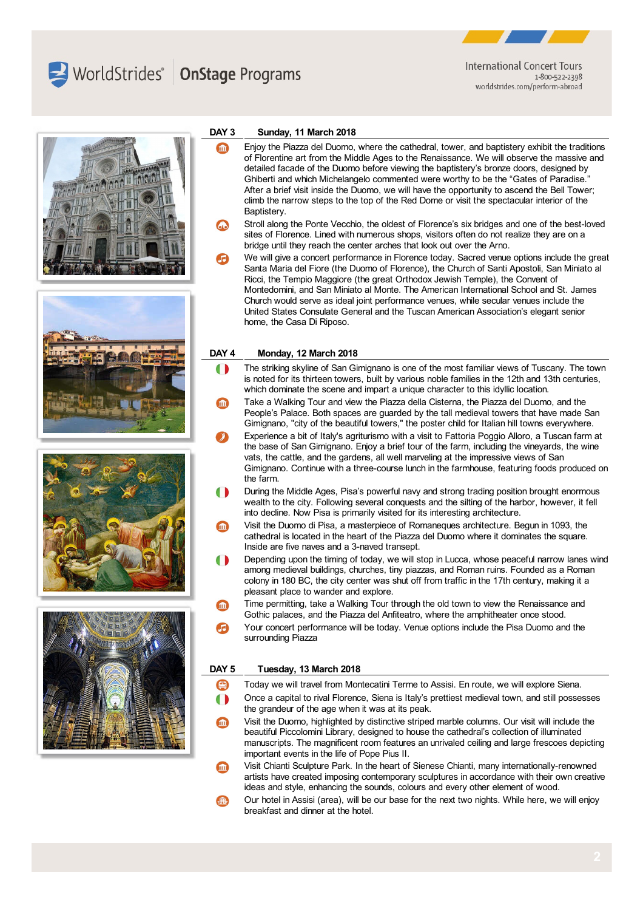## DAY 3 Sunday, 11 March 2018

- Enjoy the Piazza del Duomo, where the cathedral, tower, and baptistery exhibit the traditions of Florentine art from the Middle Ages to the Renaissance. We will observe the massive and detailed facade of the Duomo before viewing the baptistery's bronze doors, designed by Ghiberti and which Michelangelo commented were worthy to be the "Gates of Paradise." After a brief visit inside the Duomo, we will have the opportunity to ascend the Bell Tower; climb the narrow steps to the top of the Red Dome or visit the spectacular interior of the Baptistery.
- Stroll along the Ponte Vecchio, the oldest of Florence's six bridges and one of the best-loved sites of Florence. Lined with numerous shops, visitors often do not realize they are on a bridge until they reach the center arches that look out over the Arno.
- We will give a concert performance in Florence today. Sacred venue options include the great Santa Maria del Fiore (the Duomo of Florence), the Church of Santi Apostoli, San Miniato al Ricci, the Tempio Maggiore (the great Orthodox Jewish Temple), the Convent of Montedomini, and San Miniato al Monte. The American International School and St. James Church would serve as ideal joint performance venues, while secular venues include the United States Consulate General and the Tuscan American Association's elegant senior home, the Casa Di Riposo.

## DAY 4 Monday, 12 March 2018

- The striking skyline of San Gimignano is one of the most familiar views of Tuscany. The town is noted for its thirteen towers, built by various noble families in the 12th and 13th centuries, which dominate the scene and impart a unique character to this idyllic location.
- Take a Walking Tour and view the Piazza della Cisterna, the Piazza del Duomo, and the People's Palace. Both spaces are guarded by the tall medieval towers that have made San Gimignano, "city of the beautiful towers," the poster child for Italian hill towns everywhere.
- Experience a bit of Italy's agriturismo with a visit to Fattoria Poggio Alloro, a Tuscan farm at the base of San Gimignano. Enjoy a brief tour of the farm, including the vineyards, the wine vats, the cattle, and the gardens, all well marveling at the impressive views of San Gimignano. Continue with a three-course lunch in the farmhouse, featuring foods produced on the farm.
- During the Middle Ages, Pisa's powerful navy and strong trading position brought enormous wealth to the city. Following several conquests and the silting of the harbor, however, it fell into decline. Now Pisa is primarily visited for its interesting architecture.
- Visit the Duomo di Pisa, a masterpiece of Romaneques architecture. Begun in 1093, the cathedral is located in the heart of the Piazza del Duomo where it dominates the square. Inside are five naves and a 3-naved transept.
- Depending upon the timing of today, we will stop in Lucca, whose peaceful narrow lanes wind among medieval buildings, churches, tiny piazzas, and Roman ruins. Founded as a Roman colony in 180 BC, the city center was shut off from traffic in the 17th century, making it a pleasant place to wander and explore.
- Time permitting, take a Walking Tour through the old town to view the Renaissance and Gothic palaces, and the Piazza del Anfiteatro, where the amphitheater once stood.
- Your concert performance will be today. Venue options include the Pisa Duomo and the surrounding Piazza

## DAY 5 Tuesday, 13 March 2018

- Today we will travel from Montecatini Terme to Assisi. En route, we will explore Siena.
- Once a capital to rival Florence, Siena is Italy's prettiest medieval town, and still possesses the grandeur of the age when it was at its peak.
- Visit the Duomo, highlighted by distinctive striped marble columns. Our visit will include the beautiful Piccolomini Library, designed to house the cathedral's collection of illuminated manuscripts. The magnificent room features an unrivaled ceiling and large frescoes depicting important events in the life of Pope Pius II.
- Visit Chianti Sculpture Park. In the heart of Sienese Chianti, many internationally-renowned artists have created imposing contemporary sculptures in accordance with their own creative ideas and style, enhancing the sounds, colours and every other element of wood.
- Our hotel in Assisi (area), will be our base for the next two nights. While here, we will enjoy breakfast and dinner at the hotel.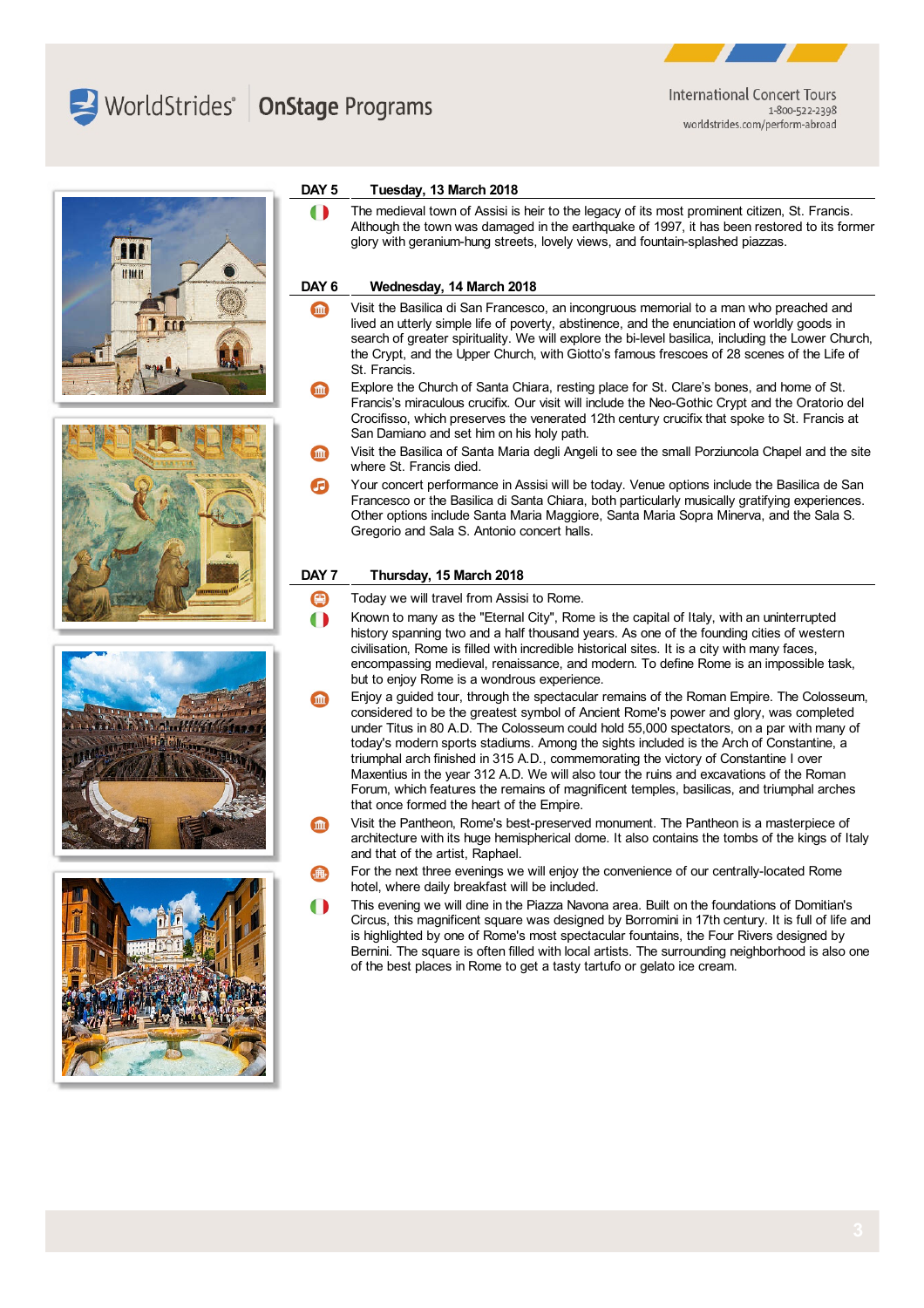## DAY 5 — Tuesday, 13 March 2018

The medieval town of Assisi is heir to the legacy of its most prominent citizen, St. Francis. Although the town was damaged in the earthquake of 1997, it has been restored to its former glory with geranium-hung streets, lovely views, and fountain-splashed piazzas.

## DAY 6 — Wednesday, 14 March 2018

Visit the Basilica di San Francesco, an incongruous memorial to a man who preached and lived an utterly simple life of poverty, abstinence, and the enunciation of worldly goods in search of greater spirituality. We will explore the bi-level basilica, including the Lower Church, the Crypt, and the Upper Church, with Giotto's famous frescoes of 28 scenes of the Life of St. Francis.

Explore the Church of Santa Chiara, resting place for St. Clare's bones, and home of St. Francis's miraculous crucifix. Our visit will include the Neo-Gothic Crypt and the Oratorio del Crocifisso, which preserves the venerated 12th century crucifix that spoke to St. Francis at San Damiano and set him on his holy path.

Visit the Basilica of Santa Maria degli Angeli to see the small Porziuncola Chapel and the site where St. Francis died.

Your concert performance in Assisi will be today. Venue options include the Basilica de San Francesco or the Basilica di Santa Chiara, both particularly musically gratifying experiences. Other options include Santa Maria Maggiore, Santa Maria Sopra Minerva, and the Sala S. Gregorio and Sala S. Antonio concert halls.

## DAY 7 — Thursday, 15 March 2018

Today we will travel from Assisi to Rome.

Known to many as the "Eternal City", Rome is the capital of Italy, with an uninterrupted history spanning two and a half thousand years. As one of the founding cities of western civilisation, Rome is filled with incredible historical sites. It is a city with many faces, encompassing medieval, renaissance, and modern. To define Rome is an impossible task, but to enjoy Rome is a wondrous experience.

Enjoy a guided tour, through the spectacular remains of the Roman Empire. The Colosseum, considered to be the greatest symbol of Ancient Rome's power and glory, was completed under Titus in 80 A.D. The Colosseum could hold 55,000 spectators, on a par with many of today's modern sports stadiums. Among the sights included is the Arch of Constantine, a triumphal arch finished in 315 A.D., commemorating the victory of Constantine I over Maxentius in the year 312 A.D. We will also tour the ruins and excavations of the Roman Forum, which features the remains of magnificent temples, basilicas, and triumphal arches that once formed the heart of the Empire.

Visit the Pantheon, Rome's best-preserved monument. The Pantheon is a masterpiece of architecture with its huge hemispherical dome. It also contains the tombs of the kings of Italy and that of the artist, Raphael.

For the next three evenings we will enjoy the convenience of our centrally-located Rome hotel, where daily breakfast will be included.

This evening we will dine in the Piazza Navona area. Built on the foundations of Domitian's Circus, this magnificent square was designed by Borromini in 17th century. It is full of life and is highlighted by one of Rome's most spectacular fountains, the Four Rivers designed by Bernini. The square is often filled with local artists. The surrounding neighborhood is also one of the best places in Rome to get a tasty tartufo or gelato ice cream.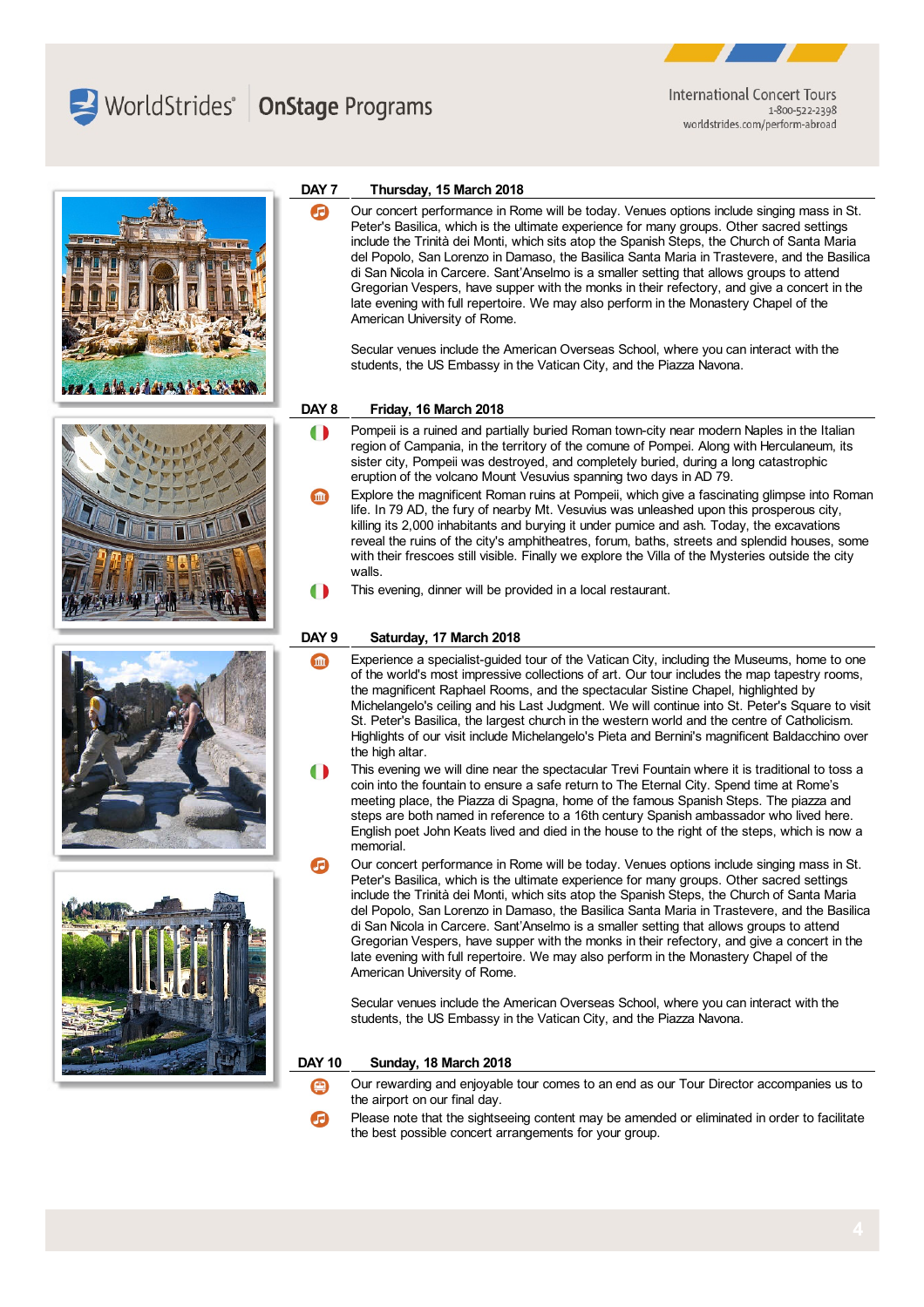## DAY 7 Thursday, 15 March 2018

Our concert performance in Rome will be today. Venues options include singing mass in St. Peter's Basilica, which is the ultimate experience for many groups. Other sacred settings include the Trinità dei Monti, which sits atop the Spanish Steps, the Church of Santa Maria del Popolo, San Lorenzo in Damaso, the Basilica Santa Maria in Trastevere, and the Basilica di San Nicola in Carcere. Sant'Anselmo is a smaller setting that allows groups to attend Gregorian Vespers, have supper with the monks in their refectory, and give a concert in the late evening with full repertoire. We may also perform in the Monastery Chapel of the American University of Rome.

Secular venues include the American Overseas School, where you can interact with the students, the US Embassy in the Vatican City, and the Piazza Navona.

## DAY 8 Friday, 16 March 2018

Pompeii is a ruined and partially buried Roman town-city near modern Naples in the Italian region of Campania, in the territory of the comune of Pompei. Along with Herculaneum, its sister city, Pompeii was destroyed, and completely buried, during a long catastrophic eruption of the volcano Mount Vesuvius spanning two days in AD 79.

Explore the magnificent Roman ruins at Pompeii, which give a fascinating glimpse into Roman life. In 79 AD, the fury of nearby Mt. Vesuvius was unleashed upon this prosperous city, killing its 2,000 inhabitants and burying it under pumice and ash. Today, the excavations reveal the ruins of the city's amphitheatres, forum, baths, streets and splendid houses, some with their frescoes still visible. Finally we explore the Villa of the Mysteries outside the city walls.

This evening, dinner will be provided in a local restaurant.

## DAY 9 Saturday, 17 March 2018

Experience a specialist-guided tour of the Vatican City, including the Museums, home to one of the world's most impressive collections of art. Our tour includes the map tapestry rooms, the magnificent Raphael Rooms, and the spectacular Sistine Chapel, highlighted by Michelangelo's ceiling and his Last Judgment. We will continue into St. Peter's Square to visit St. Peter's Basilica, the largest church in the western world and the centre of Catholicism. Highlights of our visit include Michelangelo's Pieta and Bernini's magnificent Baldacchino over the high altar.

This evening we will dine near the spectacular Trevi Fountain where it is traditional to toss a coin into the fountain to ensure a safe return to The Eternal City. Spend time at Rome's meeting place, the Piazza di Spagna, home of the famous Spanish Steps. The piazza and steps are both named in reference to a 16th century Spanish ambassador who lived here. English poet John Keats lived and died in the house to the right of the steps, which is now a memorial.

Our concert performance in Rome will be today. Venues options include singing mass in St. Peter's Basilica, which is the ultimate experience for many groups. Other sacred settings include the Trinità dei Monti, which sits atop the Spanish Steps, the Church of Santa Maria del Popolo, San Lorenzo in Damaso, the Basilica Santa Maria in Trastevere, and the Basilica di San Nicola in Carcere. Sant'Anselmo is a smaller setting that allows groups to attend Gregorian Vespers, have supper with the monks in their refectory, and give a concert in the late evening with full repertoire. We may also perform in the Monastery Chapel of the American University of Rome.

Secular venues include the American Overseas School, where you can interact with the students, the US Embassy in the Vatican City, and the Piazza Navona.

## DAY 10 Sunday, 18 March 2018

Our rewarding and enjoyable tour comes to an end as our Tour Director accompanies us to the airport on our final day.

Please note that the sightseeing content may be amended or eliminated in order to facilitate the best possible concert arrangements for your group.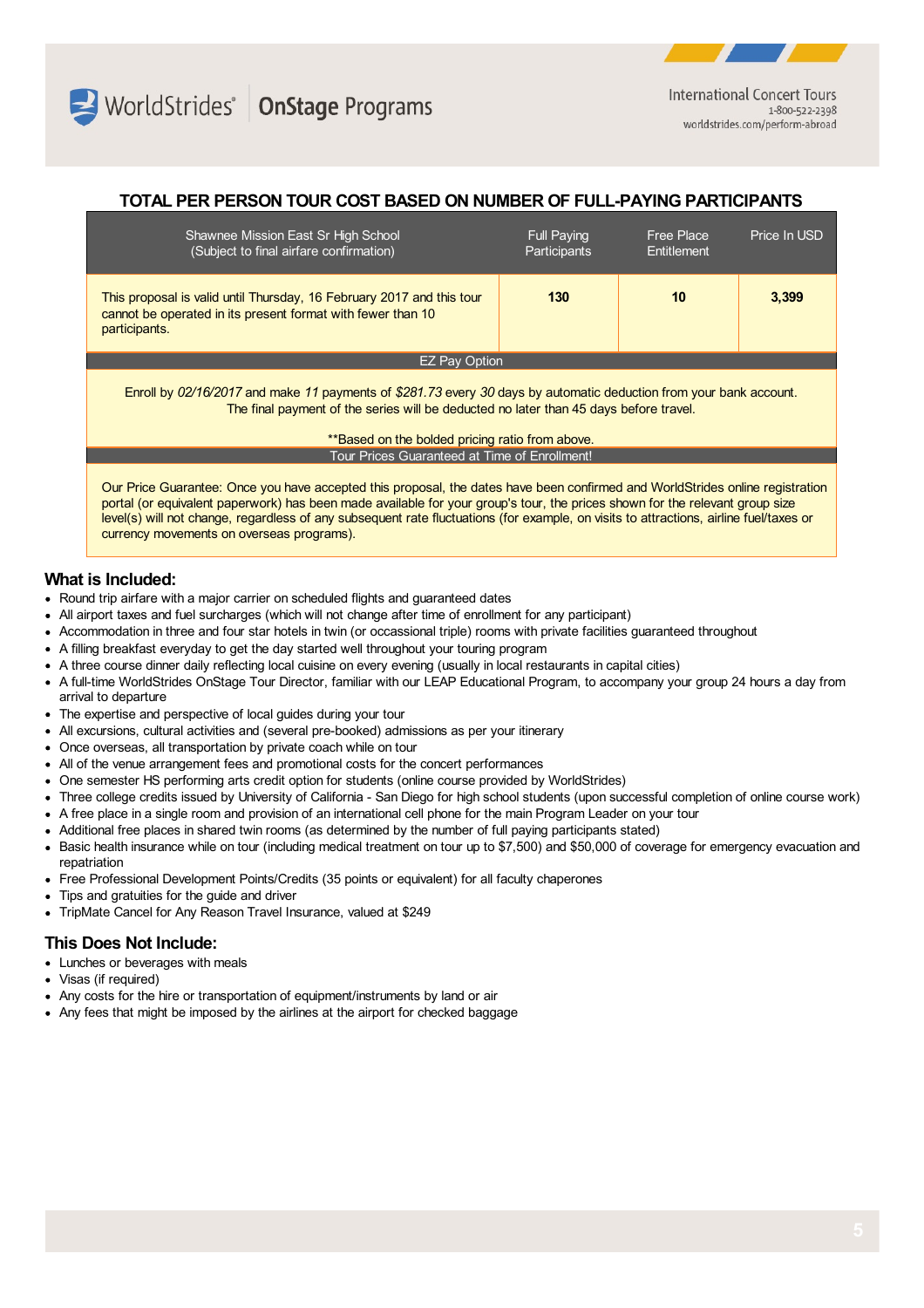## TOTAL PER PERSON TOUR COST BASED ON NUMBER OF FULL-PAYING PARTICIPANTS

| Shawnee Mission East Sr High School (Subject to final airfare confirmation) | Full Paying Participants | Free Place Entitlement | Price In USD |
|---|---|---|---|
| This proposal is valid until Thursday, 16 February 2017 and this tour cannot be operated in its present format with fewer than 10 participants. | **130** | **10** | **3,399** |

**EZ Pay Option**

Enroll by *02/16/2017* and make *11* payments of *$281.73* every *30* days by automatic deduction from your bank account. The final payment of the series will be deducted no later than 45 days before travel.

**Based on the bolded pricing ratio from above.

**Tour Prices Guaranteed at Time of Enrollment!**

Our Price Guarantee: Once you have accepted this proposal, the dates have been confirmed and WorldStrides online registration portal (or equivalent paperwork) has been made available for your group's tour, the prices shown for the relevant group size level(s) will not change, regardless of any subsequent rate fluctuations (for example, on visits to attractions, airline fuel/taxes or currency movements on overseas programs).

### What is Included:

- Round trip airfare with a major carrier on scheduled flights and guaranteed dates
- All airport taxes and fuel surcharges (which will not change after time of enrollment for any participant)
- Accommodation in three and four star hotels in twin (or occassional triple) rooms with private facilities guaranteed throughout
- A filling breakfast everyday to get the day started well throughout your touring program
- A three course dinner daily reflecting local cuisine on every evening (usually in local restaurants in capital cities)
- A full-time WorldStrides OnStage Tour Director, familiar with our LEAP Educational Program, to accompany your group 24 hours a day from arrival to departure
- The expertise and perspective of local guides during your tour
- All excursions, cultural activities and (several pre-booked) admissions as per your itinerary
- Once overseas, all transportation by private coach while on tour
- All of the venue arrangement fees and promotional costs for the concert performances
- One semester HS performing arts credit option for students (online course provided by WorldStrides)
- Three college credits issued by University of California - San Diego for high school students (upon successful completion of online course work)
- A free place in a single room and provision of an international cell phone for the main Program Leader on your tour
- Additional free places in shared twin rooms (as determined by the number of full paying participants stated)
- Basic health insurance while on tour (including medical treatment on tour up to $7,500) and $50,000 of coverage for emergency evacuation and repatriation
- Free Professional Development Points/Credits (35 points or equivalent) for all faculty chaperones
- Tips and gratuities for the guide and driver
- TripMate Cancel for Any Reason Travel Insurance, valued at $249

### This Does Not Include:

- Lunches or beverages with meals
- Visas (if required)
- Any costs for the hire or transportation of equipment/instruments by land or air
- Any fees that might be imposed by the airlines at the airport for checked baggage